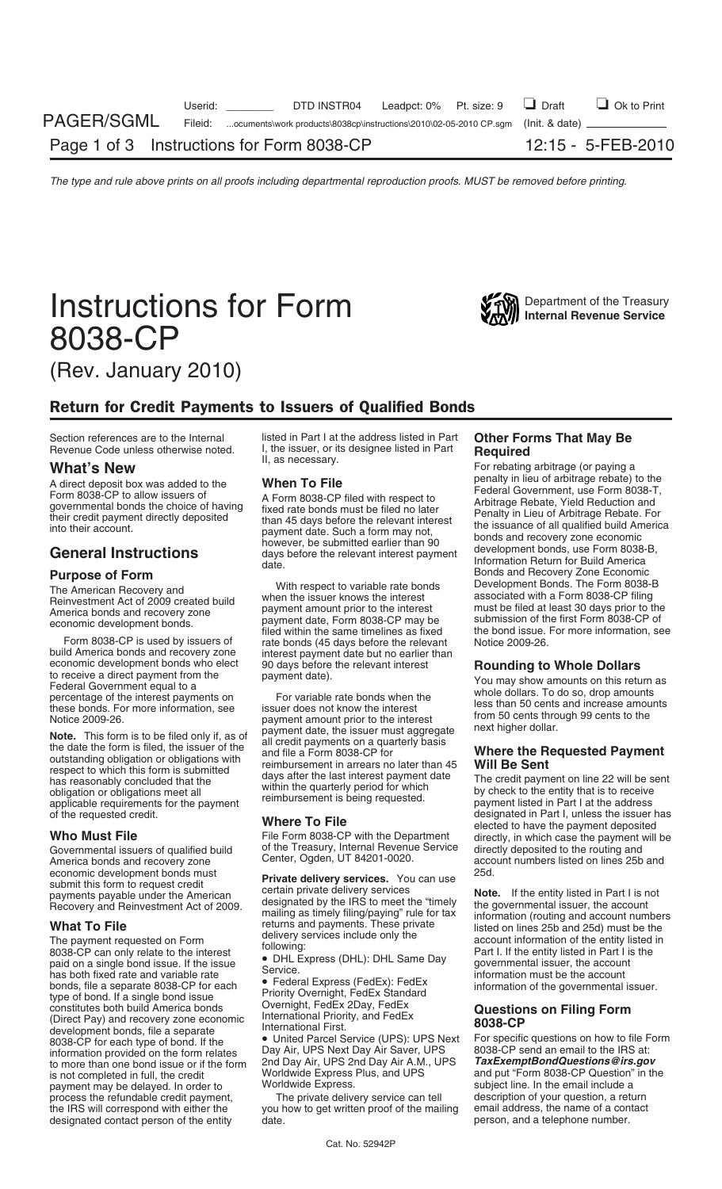# Instructions for Form 8038-CP

Department of the Treasury
**Internal Revenue Service**

(Rev. January 2010)

## Return for Credit Payments to Issuers of Qualified Bonds

Section references are to the Internal Revenue Code unless otherwise noted.

## What's New

A direct deposit box was added to the Form 8038-CP to allow issuers of governmental bonds the choice of having their credit payment directly deposited into their account.

## General Instructions

### Purpose of Form

The American Recovery and Reinvestment Act of 2009 created build America bonds and recovery zone economic development bonds.

Form 8038-CP is used by issuers of build America bonds and recovery zone economic development bonds who elect to receive a direct payment from the Federal Government equal to a percentage of the interest payments on these bonds. For more information, see Notice 2009-26.

**Note.** This form is to be filed only if, as of the date the form is filed, the issuer of the outstanding obligation or obligations with respect to which this form is submitted has reasonably concluded that the obligation or obligations meet all applicable requirements for the payment of the requested credit.

### Who Must File

Governmental issuers of qualified build America bonds and recovery zone economic development bonds must submit this form to request credit payments payable under the American Recovery and Reinvestment Act of 2009.

### What To File

The payment requested on Form 8038-CP can only relate to the interest paid on a single bond issue. If the issue has both fixed rate and variable rate bonds, file a separate 8038-CP for each type of bond. If a single bond issue constitutes both build America bonds (Direct Pay) and recovery zone economic development bonds, file a separate 8038-CP for each type of bond. If the information provided on the form relates to more than one bond issue or if the form is not completed in full, the credit payment may be delayed. In order to process the refundable credit payment, the IRS will correspond with either the designated contact person of the entity listed in Part I at the address listed in Part I, the issuer, or its designee listed in Part II, as necessary.

### When To File

A Form 8038-CP filed with respect to fixed rate bonds must be filed no later than 45 days before the relevant interest payment date. Such a form may not, however, be submitted earlier than 90 days before the relevant interest payment date.

With respect to variable rate bonds when the issuer knows the interest payment amount prior to the interest payment date, Form 8038-CP may be filed within the same timelines as fixed rate bonds (45 days before the relevant interest payment date but no earlier than 90 days before the relevant interest payment date).

For variable rate bonds when the issuer does not know the interest payment amount prior to the interest payment date, the issuer must aggregate all credit payments on a quarterly basis and file a Form 8038-CP for reimbursement in arrears no later than 45 days after the last interest payment date within the quarterly period for which reimbursement is being requested.

### Where To File

File Form 8038-CP with the Department of the Treasury, Internal Revenue Service Center, Ogden, UT 84201-0020.

**Private delivery services.** You can use certain private delivery services designated by the IRS to meet the "timely mailing as timely filing/paying" rule for tax returns and payments. These private delivery services include only the following:

- DHL Express (DHL): DHL Same Day Service.
- Federal Express (FedEx): FedEx Priority Overnight, FedEx Standard Overnight, FedEx 2Day, FedEx International Priority, and FedEx International First.
- United Parcel Service (UPS): UPS Next Day Air, UPS Next Day Air Saver, UPS 2nd Day Air, UPS 2nd Day Air A.M., UPS Worldwide Express Plus, and UPS Worldwide Express.

The private delivery service can tell you how to get written proof of the mailing date.

### Other Forms That May Be Required

For rebating arbitrage (or paying a penalty in lieu of arbitrage rebate) to the Federal Government, use Form 8038-T, Arbitrage Rebate, Yield Reduction and Penalty in Lieu of Arbitrage Rebate. For the issuance of all qualified build America bonds and recovery zone economic development bonds, use Form 8038-B, Information Return for Build America Bonds and Recovery Zone Economic Development Bonds. The Form 8038-B associated with a Form 8038-CP filing must be filed at least 30 days prior to the submission of the first Form 8038-CP of the bond issue. For more information, see Notice 2009-26.

### Rounding to Whole Dollars

You may show amounts on this return as whole dollars. To do so, drop amounts less than 50 cents and increase amounts from 50 cents through 99 cents to the next higher dollar.

### Where the Requested Payment Will Be Sent

The credit payment on line 22 will be sent by check to the entity that is to receive payment listed in Part I at the address designated in Part I, unless the issuer has elected to have the payment deposited directly, in which case the payment will be directly deposited to the routing and account numbers listed on lines 25b and 25d.

**Note.** If the entity listed in Part I is not the governmental issuer, the account information (routing and account numbers listed on lines 25b and 25d) must be the account information of the entity listed in Part I. If the entity listed in Part I is the governmental issuer, the account information must be the account information of the governmental issuer.

### Questions on Filing Form 8038-CP

For specific questions on how to file Form 8038-CP send an email to the IRS at: ***TaxExemptBondQuestions@irs.gov*** and put "Form 8038-CP Question" in the subject line. In the email include a description of your question, a return email address, the name of a contact person, and a telephone number.

Cat. No. 52942P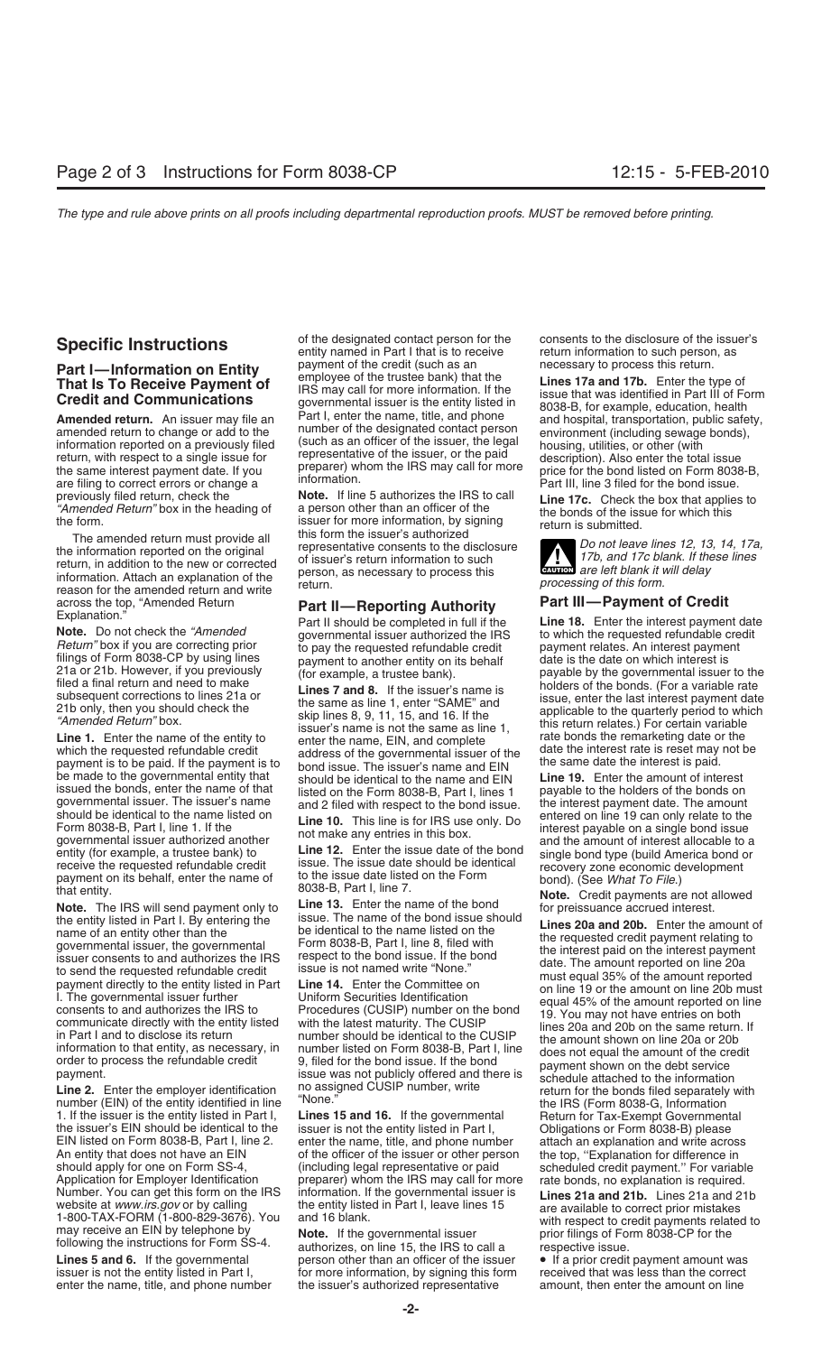## Specific Instructions

### Part I—Information on Entity That Is To Receive Payment of Credit and Communications

**Amended return.** An issuer may file an amended return to change or add to the information reported on a previously filed return, with respect to a single issue for the same interest payment date. If you are filing to correct errors or change a previously filed return, check the *"Amended Return"* box in the heading of the form.

The amended return must provide all the information reported on the original return, in addition to the new or corrected information. Attach an explanation of the reason for the amended return and write across the top, "Amended Return Explanation."

**Note.** Do not check the *"Amended Return"* box if you are correcting prior filings of Form 8038-CP by using lines 21a or 21b. However, if you previously filed a final return and need to make subsequent corrections to lines 21a or 21b only, then you should check the *"Amended Return"* box.

**Line 1.** Enter the name of the entity to which the requested refundable credit payment is to be paid. If the payment is to be made to the governmental entity that issued the bonds, enter the name of that governmental issuer. The issuer's name should be identical to the name listed on Form 8038-B, Part I, line 1. If the governmental issuer authorized another entity (for example, a trustee bank) to receive the requested refundable credit payment on its behalf, enter the name of that entity.

**Note.** The IRS will send payment only to the entity listed in Part I. By entering the name of an entity other than the governmental issuer, the governmental issuer consents to and authorizes the IRS to send the requested refundable credit payment directly to the entity listed in Part I. The governmental issuer further consents to and authorizes the IRS to communicate directly with the entity listed in Part I and to disclose its return information to that entity, as necessary, in order to process the refundable credit payment.

**Line 2.** Enter the employer identification number (EIN) of the entity identified in line 1. If the issuer is the entity listed in Part I, the issuer's EIN should be identical to the EIN listed on Form 8038-B, Part I, line 2. An entity that does not have an EIN should apply for one on Form SS-4, Application for Employer Identification Number. You can get this form on the IRS website at *www.irs.gov* or by calling 1-800-TAX-FORM (1-800-829-3676). You may receive an EIN by telephone by following the instructions for Form SS-4.

**Lines 5 and 6.** If the governmental issuer is not the entity listed in Part I, enter the name, title, and phone number of the designated contact person for the entity named in Part I that is to receive payment of the credit (such as an employee of the trustee bank) that the IRS may call for more information. If the governmental issuer is the entity listed in Part I, enter the name, title, and phone number of the designated contact person (such as an officer of the issuer, the legal representative of the issuer, or the paid preparer) whom the IRS may call for more information.

**Note.** If line 5 authorizes the IRS to call a person other than an officer of the issuer for more information, by signing this form the issuer's authorized representative consents to the disclosure of issuer's return information to such person, as necessary to process this return.

### Part II—Reporting Authority

Part II should be completed in full if the governmental issuer authorized the IRS to pay the requested refundable credit payment to another entity on its behalf (for example, a trustee bank).

**Lines 7 and 8.** If the issuer's name is the same as line 1, enter "SAME" and skip lines 8, 9, 11, 15, and 16. If the issuer's name is not the same as line 1, enter the name, EIN, and complete address of the governmental issuer of the bond issue. The issuer's name and EIN should be identical to the name and EIN listed on the Form 8038-B, Part I, lines 1 and 2 filed with respect to the bond issue.

**Line 10.** This line is for IRS use only. Do not make any entries in this box.

**Line 12.** Enter the issue date of the bond issue. The issue date should be identical to the issue date listed on the Form 8038-B, Part I, line 7.

**Line 13.** Enter the name of the bond issue. The name of the bond issue should be identical to the name listed on the Form 8038-B, Part I, line 8, filed with respect to the bond issue. If the bond issue is not named write "None."

**Line 14.** Enter the Committee on Uniform Securities Identification Procedures (CUSIP) number on the bond with the latest maturity. The CUSIP number should be identical to the CUSIP number listed on Form 8038-B, Part I, line 9, filed for the bond issue. If the bond issue was not publicly offered and there is no assigned CUSIP number, write "None."

**Lines 15 and 16.** If the governmental issuer is not the entity listed in Part I, enter the name, title, and phone number of the officer of the issuer or other person (including legal representative or paid preparer) whom the IRS may call for more information. If the governmental issuer is the entity listed in Part I, leave lines 15 and 16 blank.

**Note.** If the governmental issuer authorizes, on line 15, the IRS to call a person other than an officer of the issuer for more information, by signing this form the issuer's authorized representative consents to the disclosure of the issuer's return information to such person, as necessary to process this return.

**Lines 17a and 17b.** Enter the type of issue that was identified in Part III of Form 8038-B, for example, education, health and hospital, transportation, public safety, environment (including sewage bonds), housing, utilities, or other (with description). Also enter the total issue price for the bond listed on Form 8038-B, Part III, line 3 filed for the bond issue.

**Line 17c.** Check the box that applies to the bonds of the issue for which this return is submitted.

**CAUTION:** *Do not leave lines 12, 13, 14, 17a, 17b, and 17c blank. If these lines are left blank it will delay processing of this form.*

### Part III—Payment of Credit

**Line 18.** Enter the interest payment date to which the requested refundable credit payment relates. An interest payment date is the date on which interest is payable by the governmental issuer to the holders of the bonds. (For a variable rate issue, enter the last interest payment date applicable to the quarterly period to which this return relates.) For certain variable rate bonds the remarketing date or the date the interest rate is reset may not be the same date the interest is paid.

**Line 19.** Enter the amount of interest payable to the holders of the bonds on the interest payment date. The amount entered on line 19 can only relate to the interest payable on a single bond issue and the amount of interest allocable to a single bond type (build America bond or recovery zone economic development bond). (See *What To File*.)

**Note.** Credit payments are not allowed for preissuance accrued interest.

**Lines 20a and 20b.** Enter the amount of the requested credit payment relating to the interest paid on the interest payment date. The amount reported on line 20a must equal 35% of the amount reported on line 19 or the amount on line 20b must equal 45% of the amount reported on line 19. You may not have entries on both lines 20a and 20b on the same return. If the amount shown on line 20a or 20b does not equal the amount of the credit payment shown on the debt service schedule attached to the information return for the bonds filed separately with the IRS (Form 8038-G, Information Return for Tax-Exempt Governmental Obligations or Form 8038-B) please attach an explanation and write across the top, "Explanation for difference in scheduled credit payment." For variable rate bonds, no explanation is required.

**Lines 21a and 21b.** Lines 21a and 21b are available to correct prior mistakes with respect to credit payments related to prior filings of Form 8038-CP for the respective issue.

- If a prior credit payment amount was received that was less than the correct amount, then enter the amount on line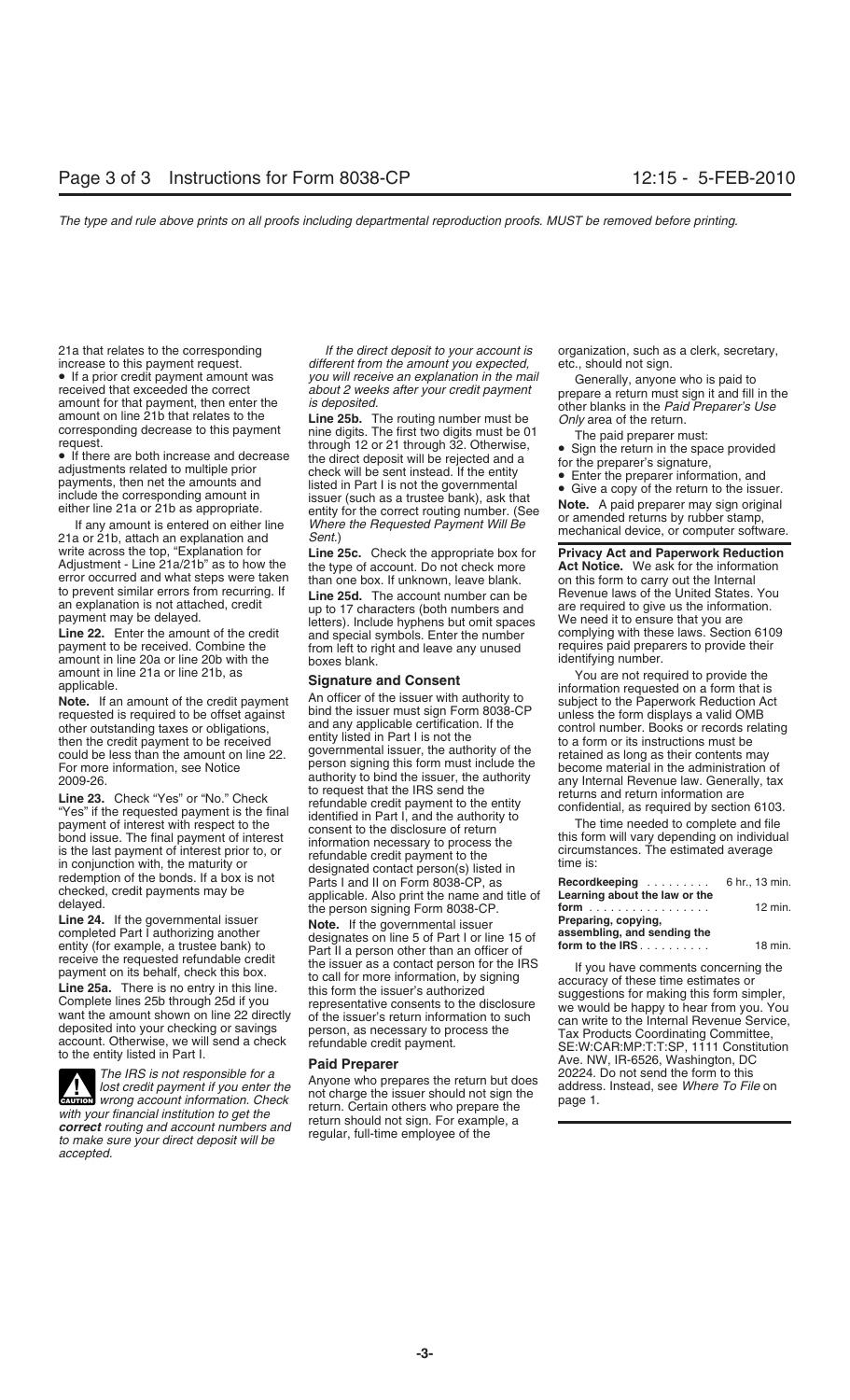21a that relates to the corresponding increase to this payment request.

- If a prior credit payment amount was received that exceeded the correct amount for that payment, then enter the amount on line 21b that relates to the corresponding decrease to this payment request.
- If there are both increase and decrease adjustments related to multiple prior payments, then net the amounts and include the corresponding amount in either line 21a or 21b as appropriate.

If any amount is entered on either line 21a or 21b, attach an explanation and write across the top, "Explanation for Adjustment - Line 21a/21b" as to how the error occurred and what steps were taken to prevent similar errors from recurring. If an explanation is not attached, credit payment may be delayed.

**Line 22.** Enter the amount of the credit payment to be received. Combine the amount in line 20a or line 20b with the amount in line 21a or line 21b, as applicable.

**Note.** If an amount of the credit payment requested is required to be offset against other outstanding taxes or obligations, then the credit payment to be received could be less than the amount on line 22. For more information, see Notice 2009-26.

**Line 23.** Check "Yes" or "No." Check "Yes" if the requested payment is the final payment of interest with respect to the bond issue. The final payment of interest is the last payment of interest prior to, or in conjunction with, the maturity or redemption of the bonds. If a box is not checked, credit payments may be delayed.

**Line 24.** If the governmental issuer completed Part I authorizing another entity (for example, a trustee bank) to receive the requested refundable credit payment on its behalf, check this box.

**Line 25a.** There is no entry in this line. Complete lines 25b through 25d if you want the amount shown on line 22 directly deposited into your checking or savings account. Otherwise, we will send a check to the entity listed in Part I.

**CAUTION** *The IRS is not responsible for a lost credit payment if you enter the wrong account information. Check with your financial institution to get the **correct** routing and account numbers and to make sure your direct deposit will be accepted.*

*If the direct deposit to your account is different from the amount you expected, you will receive an explanation in the mail about 2 weeks after your credit payment is deposited.*

**Line 25b.** The routing number must be nine digits. The first two digits must be 01 through 12 or 21 through 32. Otherwise, the direct deposit will be rejected and a check will be sent instead. If the entity listed in Part I is not the governmental issuer (such as a trustee bank), ask that entity for the correct routing number. (See *Where the Requested Payment Will Be Sent.*)

**Line 25c.** Check the appropriate box for the type of account. Do not check more than one box. If unknown, leave blank.

**Line 25d.** The account number can be up to 17 characters (both numbers and letters). Include hyphens but omit spaces and special symbols. Enter the number from left to right and leave any unused boxes blank.

## Signature and Consent

An officer of the issuer with authority to bind the issuer must sign Form 8038-CP and any applicable certification. If the entity listed in Part I is not the governmental issuer, the authority of the person signing this form must include the authority to bind the issuer, the authority to request that the IRS send the refundable credit payment to the entity identified in Part I, and the authority to consent to the disclosure of return information necessary to process the refundable credit payment to the designated contact person(s) listed in Parts I and II on Form 8038-CP, as applicable. Also print the name and title of the person signing Form 8038-CP.

**Note.** If the governmental issuer designates on line 5 of Part I or line 15 of Part II a person other than an officer of the issuer as a contact person for the IRS to call for more information, by signing this form the issuer's authorized representative consents to the disclosure of the issuer's return information to such person, as necessary to process the refundable credit payment.

## Paid Preparer

Anyone who prepares the return but does not charge the issuer should not sign the return. Certain others who prepare the return should not sign. For example, a regular, full-time employee of the organization, such as a clerk, secretary, etc., should not sign.

Generally, anyone who is paid to prepare a return must sign it and fill in the other blanks in the *Paid Preparer's Use Only* area of the return.

The paid preparer must:

- Sign the return in the space provided for the preparer's signature,
- Enter the preparer information, and
- Give a copy of the return to the issuer.

**Note.** A paid preparer may sign original or amended returns by rubber stamp, mechanical device, or computer software.

**Privacy Act and Paperwork Reduction Act Notice.** We ask for the information on this form to carry out the Internal Revenue laws of the United States. You are required to give us the information. We need it to ensure that you are complying with these laws. Section 6109 requires paid preparers to provide their identifying number.

You are not required to provide the information requested on a form that is subject to the Paperwork Reduction Act unless the form displays a valid OMB control number. Books or records relating to a form or its instructions must be retained as long as their contents may become material in the administration of any Internal Revenue law. Generally, tax returns and return information are confidential, as required by section 6103.

The time needed to complete and file this form will vary depending on individual circumstances. The estimated average time is:

| | |
|---|---|
| **Recordkeeping** | 6 hr., 13 min. |
| **Learning about the law or the form** | 12 min. |
| **Preparing, copying, assembling, and sending the form to the IRS** | 18 min. |

If you have comments concerning the accuracy of these time estimates or suggestions for making this form simpler, we would be happy to hear from you. You can write to the Internal Revenue Service, Tax Products Coordinating Committee, SE:W:CAR:MP:T:T:SP, 1111 Constitution Ave. NW, IR-6526, Washington, DC 20224. Do not send the form to this address. Instead, see *Where To File* on page 1.